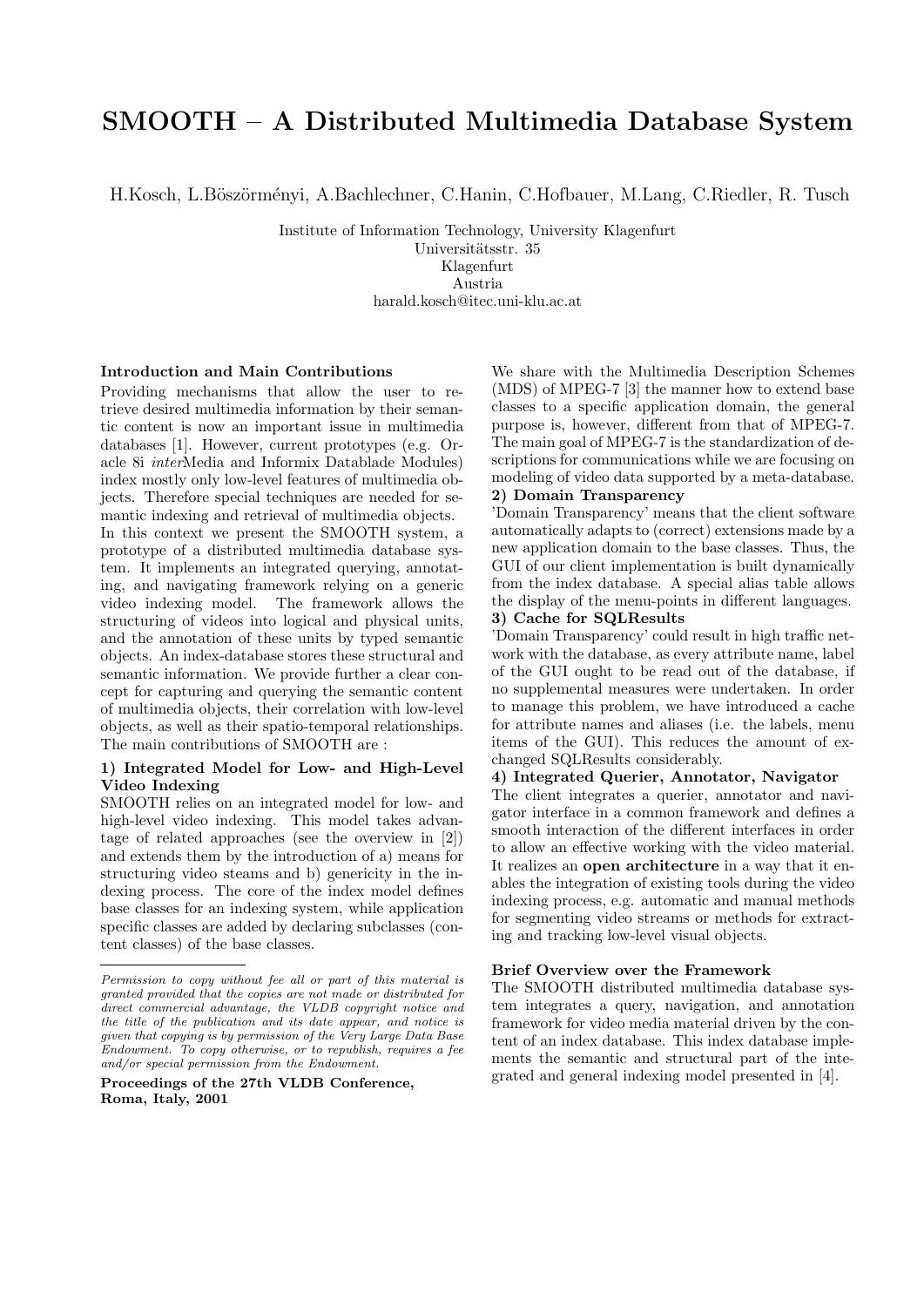# SMOOTH – A Distributed Multimedia Database System

H.Kosch, L.Böszörményi, A.Bachlechner, C.Hanin, C.Hofbauer, M.Lang, C.Riedler, R. Tusch

Institute of Information Technology, University Klagenfurt
Universitätsstr. 35
Klagenfurt
Austria
harald.kosch@itec.uni-klu.ac.at

### Introduction and Main Contributions

Providing mechanisms that allow the user to retrieve desired multimedia information by their semantic content is now an important issue in multimedia databases [1]. However, current prototypes (e.g. Oracle 8i *inter*Media and Informix Datablade Modules) index mostly only low-level features of multimedia objects. Therefore special techniques are needed for semantic indexing and retrieval of multimedia objects.

In this context we present the SMOOTH system, a prototype of a distributed multimedia database system. It implements an integrated querying, annotating, and navigating framework relying on a generic video indexing model. The framework allows the structuring of videos into logical and physical units, and the annotation of these units by typed semantic objects. An index-database stores these structural and semantic information. We provide further a clear concept for capturing and querying the semantic content of multimedia objects, their correlation with low-level objects, as well as their spatio-temporal relationships. The main contributions of SMOOTH are :

**1) Integrated Model for Low- and High-Level Video Indexing**

SMOOTH relies on an integrated model for low- and high-level video indexing. This model takes advantage of related approaches (see the overview in [2]) and extends them by the introduction of a) means for structuring video steams and b) genericity in the indexing process. The core of the index model defines base classes for an indexing system, while application specific classes are added by declaring subclasses (content classes) of the base classes.

We share with the Multimedia Description Schemes (MDS) of MPEG-7 [3] the manner how to extend base classes to a specific application domain, the general purpose is, however, different from that of MPEG-7. The main goal of MPEG-7 is the standardization of descriptions for communications while we are focusing on modeling of video data supported by a meta-database.

**2) Domain Transparency**

'Domain Transparency' means that the client software automatically adapts to (correct) extensions made by a new application domain to the base classes. Thus, the GUI of our client implementation is built dynamically from the index database. A special alias table allows the display of the menu-points in different languages.

**3) Cache for SQLResults**

'Domain Transparency' could result in high traffic network with the database, as every attribute name, label of the GUI ought to be read out of the database, if no supplemental measures were undertaken. In order to manage this problem, we have introduced a cache for attribute names and aliases (i.e. the labels, menu items of the GUI). This reduces the amount of exchanged SQLResults considerably.

**4) Integrated Querier, Annotator, Navigator**

The client integrates a querier, annotator and navigator interface in a common framework and defines a smooth interaction of the different interfaces in order to allow an effective working with the video material. It realizes an **open architecture** in a way that it enables the integration of existing tools during the video indexing process, e.g. automatic and manual methods for segmenting video streams or methods for extracting and tracking low-level visual objects.

### Brief Overview over the Framework

The SMOOTH distributed multimedia database system integrates a query, navigation, and annotation framework for video media material driven by the content of an index database. This index database implements the semantic and structural part of the integrated and general indexing model presented in [4].

*Permission to copy without fee all or part of this material is granted provided that the copies are not made or distributed for direct commercial advantage, the VLDB copyright notice and the title of the publication and its date appear, and notice is given that copying is by permission of the Very Large Data Base Endowment. To copy otherwise, or to republish, requires a fee and/or special permission from the Endowment.*

**Proceedings of the 27th VLDB Conference, Roma, Italy, 2001**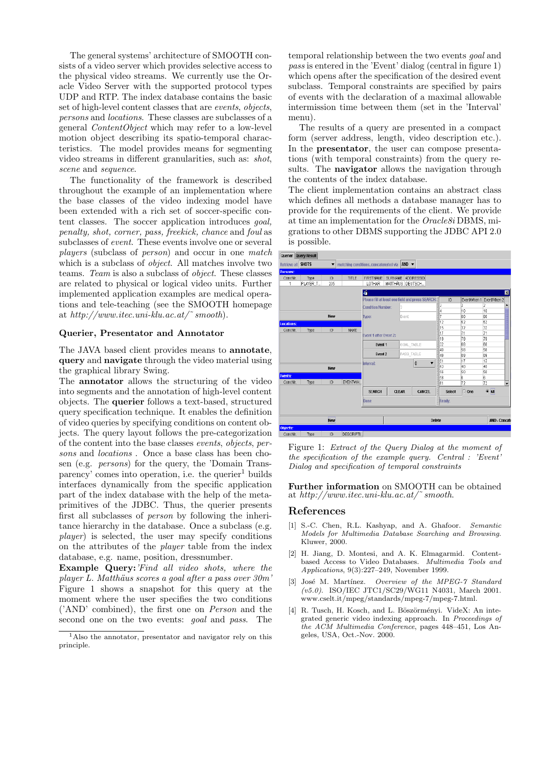The general systems' architecture of SMOOTH consists of a video server which provides selective access to the physical video streams. We currently use the Oracle Video Server with the supported protocol types UDP and RTP. The index database contains the basic set of high-level content classes that are *events*, *objects*, *persons* and *locations*. These classes are subclasses of a general *ContentObject* which may refer to a low-level motion object describing its spatio-temporal characteristics. The model provides means for segmenting video streams in different granularities, such as: *shot*, *scene* and *sequence*.

The functionality of the framework is described throughout the example of an implementation where the base classes of the video indexing model have been extended with a rich set of soccer-specific content classes. The soccer application introduces *goal, penalty, shot, corner, pass, freekick, chance* and *foul* as subclasses of *event*. These events involve one or several *players* (subclass of *person*) and occur in one *match* which is a subclass of *object*. All matches involve two teams. *Team* is also a subclass of *object*. These classes are related to physical or logical video units. Further implemented application examples are medical operations and tele-teaching (see the SMOOTH homepage at *http://www.itec.uni-klu.ac.at/~smooth*).

### Querier, Presentator and Annotator

The JAVA based client provides means to **annotate**, **query** and **navigate** the video material using the graphical library Swing.

The **annotator** allows the structuring of the video into segments and the annotation of high-level content objects. The **querier** follows a text-based, structured query specification technique. It enables the definition of video queries by specifying conditions on content objects. The query layout follows the pre-categorization of the content into the base classes *events*, *objects*, *persons* and *locations* . Once a base class has been chosen (e.g. *persons*) for the query, the 'Domain Transparency' comes into operation, i.e. the querier[1] builds interfaces dynamically from the specific application part of the index database with the help of the meta-primitives of the JDBC. Thus, the querier presents first all subclasses of *person* by following the inheritance hierarchy in the database. Once a subclass (e.g. *player*) is selected, the user may specify conditions on the attributes of the *player* table from the index database, e.g. name, position, dressnumber.

**Example Query:** *'Find all video shots, where the player L. Matthäus scores a goal after a pass over 30m'*

Figure 1 shows a snapshot for this query at the moment where the user specifies the two conditions ('AND' combined), the first one on *Person* and the second one on the two events: *goal* and *pass*. The temporal relationship between the two events *goal* and *pass* is entered in the 'Event' dialog (central in figure 1) which opens after the specification of the desired event subclass. Temporal constraints are specified by pairs of events with the declaration of a maximal allowable intermission time between them (set in the 'Interval' menu).

[1] Also the annotator, presentator and navigator rely on this principle.

The results of a query are presented in a compact form (server address, length, video description etc.). In the **presentator**, the user can compose presentations (with temporal constraints) from the query results. The **navigator** allows the navigation through the contents of the index database.

The client implementation contains an abstract class which defines all methods a database manager has to provide for the requirements of the client. We provide at time an implementation for the *Oracle8i* DBMS, migrations to other DBMS supporting the JDBC API 2.0 is possible.

Figure 1: *Extract of the Query Dialog at the moment of the specification of the example query. Central : 'Event' Dialog and specification of temporal constraints*

**Further information** on SMOOTH can be obtained at *http://www.itec.uni-klu.ac.at/~smooth*.

## References

[1] S.-C. Chen, R.L. Kashyap, and A. Ghafoor. *Semantic Models for Multimedia Database Searching and Browsing*. Kluwer, 2000.

[2] H. Jiang, D. Montesi, and A. K. Elmagarmid. Content-based Access to Video Databases. *Multimedia Tools and Applications*, 9(3):227–249, November 1999.

[3] José M. Martínez. *Overview of the MPEG-7 Standard (v5.0)*. ISO/IEC JTC1/SC29/WG11 N4031, March 2001. www.cselt.it/mpeg/standards/mpeg-7/mpeg-7.html.

[4] R. Tusch, H. Kosch, and L. Böszörményi. VideX: An integrated generic video indexing approach. In *Proceedings of the ACM Multimedia Conference*, pages 448–451, Los Angeles, USA, Oct.-Nov. 2000.